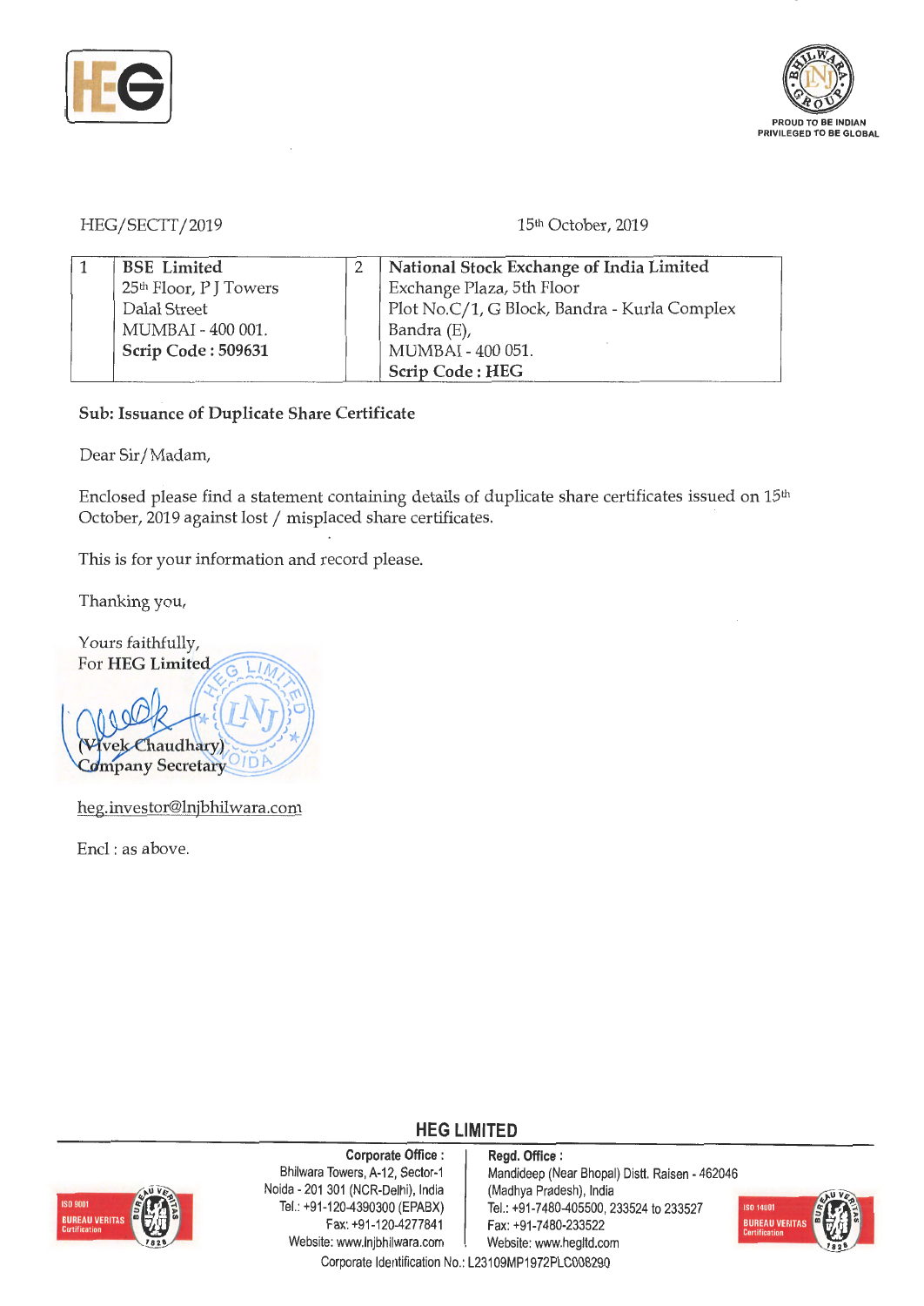HEG/SECTT/2019

15th October, 2019

| 1 | **BSE Limited**<br>25th Floor, P J Towers<br>Dalal Street<br>MUMBAI - 400 001.<br>**Scrip Code : 509631** | 2 | **National Stock Exchange of India Limited**<br>Exchange Plaza, 5th Floor<br>Plot No.C/1, G Block, Bandra - Kurla Complex<br>Bandra (E),<br>MUMBAI - 400 051.<br>**Scrip Code : HEG** |
|---|---|---|---|

**Sub: Issuance of Duplicate Share Certificate**

Dear Sir/Madam,

Enclosed please find a statement containing details of duplicate share certificates issued on 15th October, 2019 against lost / misplaced share certificates.

This is for your information and record please.

Thanking you,

Yours faithfully,
For **HEG Limited**

(Vivek Chaudhary)
Company Secretary

heg.investor@lnjbhilwara.com

Encl : as above.

**HEG LIMITED**

**Corporate Office :**
Bhilwara Towers, A-12, Sector-1
Noida - 201 301 (NCR-Delhi), India
Tel.: +91-120-4390300 (EPABX)
Fax: +91-120-4277841
Website: www.lnjbhilwara.com

**Regd. Office :**
Mandideep (Near Bhopal) Distt. Raisen - 462046
(Madhya Pradesh), India
Tel.: +91-7480-405500, 233524 to 233527
Fax: +91-7480-233522
Website: www.hegltd.com

Corporate Identification No.: L23109MP1972PLC008290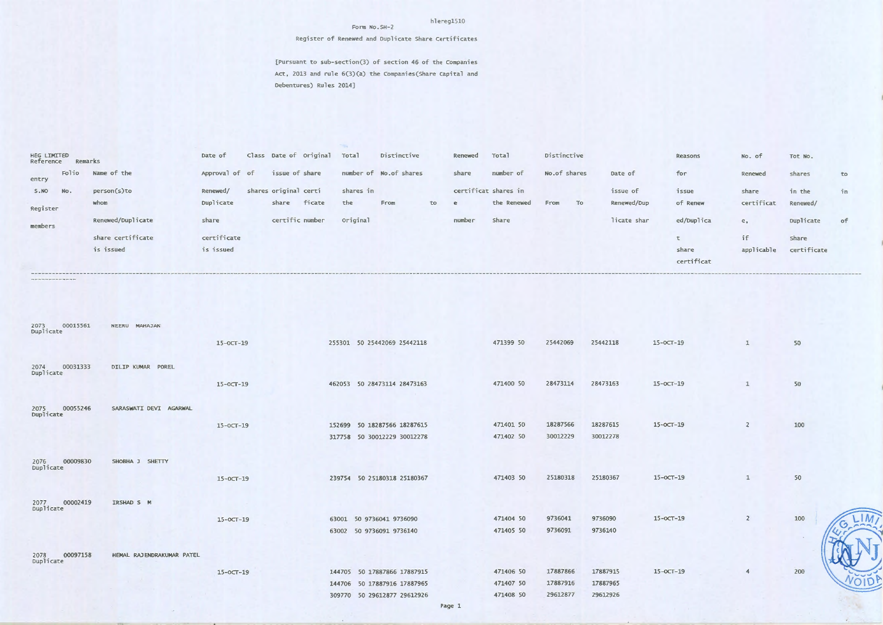hlereg1510

Form No.SH-2

Register of Renewed and Duplicate Share Certificates

[Pursuant to sub-section(3) of section 46 of the Companies Act, 2013 and rule 6(3)(a) the Companies(Share Capital and Debentures) Rules 2014]

| HEG LIMITED Reference entry S.NO Register members | Folio No. | Remarks Name of the person(s)to whom Renewed/Duplicate share certificate is issued | Date of Approval of Renewed/ Duplicate share certificate is issued | Class of shares | Date of issue of original share certific | Original share certificate number | Total number of shares in the Original | Distinctive No.of shares From | to | Renewed share certificate number | Total number of shares in the Renewed Share | Distinctive No.of shares From | To | Date of issue of Renewed/Duplicate share | Reasons for issue of Renewed/Duplicate share certificate | No. of Renewed share certificate, if applicable | Tot No. shares in the Renewed/ Duplicate Share certificate | to in of |
|---|---|---|---|---|---|---|---|---|---|---|---|---|---|---|---|---|---|---|
| 2073 Duplicate | 00015561 | NEERU MAHAJAN | 15-OCT-19 | | | 255301 | 50 | 25442069 | 25442118 | 471399 | 50 | 25442069 | 25442118 | 15-OCT-19 | | 1 | 50 | |
| 2074 Duplicate | 00031333 | DILIP KUMAR POREL | 15-OCT-19 | | | 462053 | 50 | 28473114 | 28473163 | 471400 | 50 | 28473114 | 28473163 | 15-OCT-19 | | 1 | 50 | |
| 2075 Duplicate | 00055246 | SARASWATI DEVI AGARWAL | 15-OCT-19 | | | 152699 | 50 | 18287566 | 18287615 | 471401 | 50 | 18287566 | 18287615 | 15-OCT-19 | | 2 | 100 | |
| | | | | | | 317758 | 50 | 30012229 | 30012278 | 471402 | 50 | 30012229 | 30012278 | | | | | |
| 2076 Duplicate | 00009830 | SHOBHA J SHETTY | 15-OCT-19 | | | 239754 | 50 | 25180318 | 25180367 | 471403 | 50 | 25180318 | 25180367 | 15-OCT-19 | | 1 | 50 | |
| 2077 Duplicate | 00002419 | IRSHAD S M | 15-OCT-19 | | | 63001 | 50 | 9736041 | 9736090 | 471404 | 50 | 9736041 | 9736090 | 15-OCT-19 | | 2 | 100 | |
| | | | | | | 63002 | 50 | 9736091 | 9736140 | 471405 | 50 | 9736091 | 9736140 | | | | | |
| 2078 Duplicate | 00097158 | HEMAL RAJENDRAKUMAR PATEL | 15-OCT-19 | | | 144705 | 50 | 17887866 | 17887915 | 471406 | 50 | 17887866 | 17887915 | 15-OCT-19 | | 4 | 200 | |
| | | | | | | 144706 | 50 | 17887916 | 17887965 | 471407 | 50 | 17887916 | 17887965 | | | | | |
| | | | | | | 309770 | 50 | 29612877 | 29612926 | 471408 | 50 | 29612877 | 29612926 | | | | | |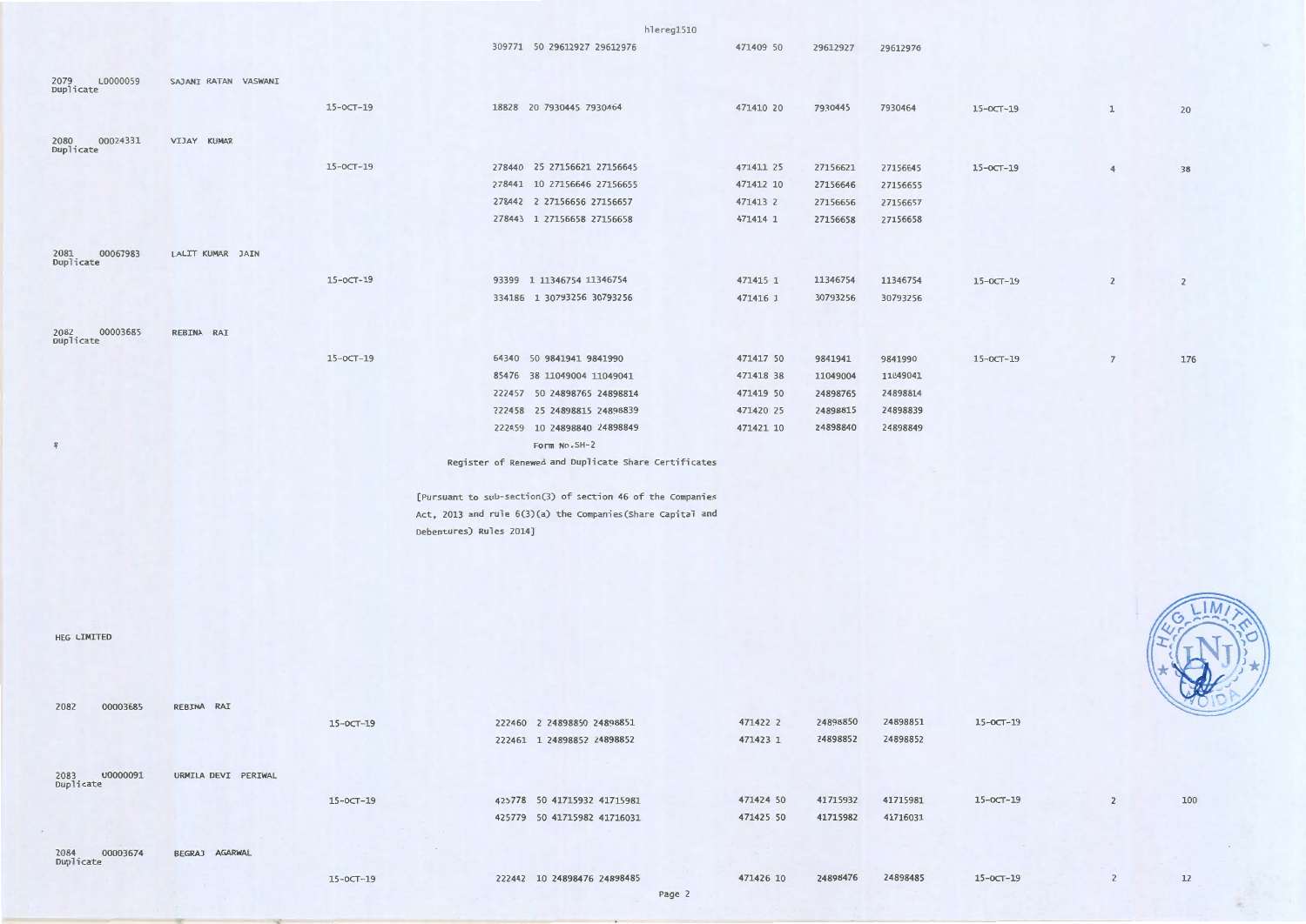hlereg1510

| | | | | | | | | | |
|---|---|---|---|---|---|---|---|---|---|
| | | | 309771 50 29612927 29612976 | 471409 50 | 29612927 | 29612976 | | | |
| 2079 L0000059 Duplicate | SAJANI RATAN VASWANI | | | | | | | | |
| | | 15-OCT-19 | 18828 20 7930445 7930464 | 471410 20 | 7930445 | 7930464 | 15-OCT-19 | 1 | 20 |
| 2080 00024331 Duplicate | VIJAY KUMAR | | | | | | | | |
| | | 15-OCT-19 | 278440 25 27156621 27156645 | 471411 25 | 27156621 | 27156645 | 15-OCT-19 | 4 | 38 |
| | | | 278441 10 27156646 27156655 | 471412 10 | 27156646 | 27156655 | | | |
| | | | 278442 2 27156656 27156657 | 471413 2 | 27156656 | 27156657 | | | |
| | | | 278443 1 27156658 27156658 | 471414 1 | 27156658 | 27156658 | | | |
| 2081 00067983 Duplicate | LALIT KUMAR JAIN | | | | | | | | |
| | | 15-OCT-19 | 93399 1 11346754 11346754 | 471415 1 | 11346754 | 11346754 | 15-OCT-19 | 2 | 2 |
| | | | 334186 1 30793256 30793256 | 471416 1 | 30793256 | 30793256 | | | |
| 2082 00003685 Duplicate | REBINA RAI | | | | | | | | |
| | | 15-OCT-19 | 64340 50 9841941 9841990 | 471417 50 | 9841941 | 9841990 | 15-OCT-19 | 7 | 176 |
| | | | 85476 38 11049004 11049041 | 471418 38 | 11049004 | 11049041 | | | |
| | | | 222457 50 24898765 24898814 | 471419 50 | 24898765 | 24898814 | | | |
| | | | 222458 25 24898815 24898839 | 471420 25 | 24898815 | 24898839 | | | |
| | | | 222459 10 24898840 24898849 | 471421 10 | 24898840 | 24898849 | | | |

Form No.SH-2

Register of Renewed and Duplicate Share Certificates

[Pursuant to sub-section(3) of section 46 of the Companies Act, 2013 and rule 6(3)(a) the Companies(Share Capital and Debentures) Rules 2014]

HEG LIMITED

| | | | | | | | | | |
|---|---|---|---|---|---|---|---|---|---|
| 2082 00003685 | REBINA RAI | | | | | | | | |
| | | 15-OCT-19 | 222460 2 24898850 24898851 | 471422 2 | 24898850 | 24898851 | 15-OCT-19 | | |
| | | | 222461 1 24898852 24898852 | 471423 1 | 24898852 | 24898852 | | | |
| 2083 U0000091 Duplicate | URMILA DEVI PERIWAL | | | | | | | | |
| | | 15-OCT-19 | 425778 50 41715932 41715981 | 471424 50 | 41715932 | 41715981 | 15-OCT-19 | 2 | 100 |
| | | | 425779 50 41715982 41716031 | 471425 50 | 41715982 | 41716031 | | | |
| 2084 00003674 Duplicate | BEGRAJ AGARWAL | | | | | | | | |
| | | 15-OCT-19 | 222442 10 24898476 24898485 | 471426 10 | 24898476 | 24898485 | 15-OCT-19 | 2 | 12 |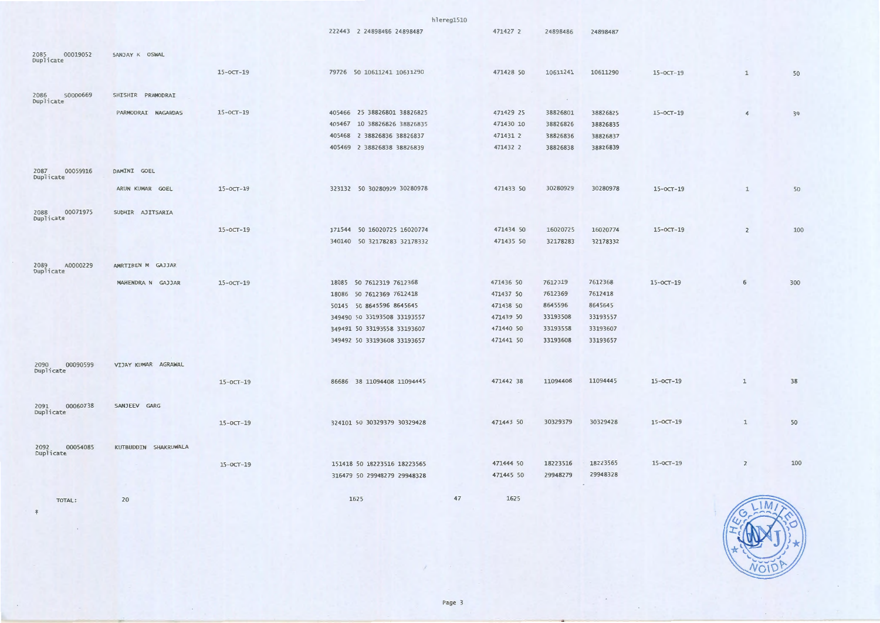hlereg1510

| | | | | | | | | | |
|---|---|---|---|---|---|---|---|---|---|
| | | | 222443 2 24898486 24898487 | 471427 2 | 24898486 | 24898487 | | | |
| 2085 00019052 Duplicate | SANJAY K OSWAL | | | | | | | | |
| | | 15-OCT-19 | 79726 50 10611241 10611290 | 471428 50 | 10611241 | 10611290 | 15-OCT-19 | 1 | 50 |
| 2086 S0000669 Duplicate | SHISHIR PRAMODRAI | | | | | | | | |
| | PARMODRAI NAGARDAS | 15-OCT-19 | 405466 25 38826801 38826825 | 471429 25 | 38826801 | 38826825 | 15-OCT-19 | 4 | 39 |
| | | | 405467 10 38826826 38826835 | 471430 10 | 38826826 | 38826835 | | | |
| | | | 405468 2 38826836 38826837 | 471431 2 | 38826836 | 38826837 | | | |
| | | | 405469 2 38826838 38826839 | 471432 2 | 38826838 | 38826839 | | | |
| 2087 00059916 Duplicate | DAMINI GOEL | | | | | | | | |
| | ARUN KUMAR GOEL | 15-OCT-19 | 323132 50 30280929 30280978 | 471433 50 | 30280929 | 30280978 | 15-OCT-19 | 1 | 50 |
| 2088 00071975 Duplicate | SUDHIR AJITSARIA | | | | | | | | |
| | | 15-OCT-19 | 171544 50 16020725 16020774 | 471434 50 | 16020725 | 16020774 | 15-OCT-19 | 2 | 100 |
| | | | 340140 50 32178283 32178332 | 471435 50 | 32178283 | 32178332 | | | |
| 2089 A0000229 Duplicate | AMRTIBEN M GAJJAR | | | | | | | | |
| | MAHENDRA N GAJJAR | 15-OCT-19 | 18085 50 7612319 7612368 | 471436 50 | 7612319 | 7612368 | 15-OCT-19 | 6 | 300 |
| | | | 18086 50 7612369 7612418 | 471437 50 | 7612369 | 7612418 | | | |
| | | | 50145 50 8645596 8645645 | 471438 50 | 8645596 | 8645645 | | | |
| | | | 349490 50 33193508 33193557 | 471439 50 | 33193508 | 33193557 | | | |
| | | | 349491 50 33193558 33193607 | 471440 50 | 33193558 | 33193607 | | | |
| | | | 349492 50 33193608 33193657 | 471441 50 | 33193608 | 33193657 | | | |
| 2090 00090599 Duplicate | VIJAY KUMAR AGRAWAL | | | | | | | | |
| | | 15-OCT-19 | 86686 38 11094408 11094445 | 471442 38 | 11094408 | 11094445 | 15-OCT-19 | 1 | 38 |
| 2091 00060738 Duplicate | SANJEEV GARG | | | | | | | | |
| | | 15-OCT-19 | 324101 50 30329379 30329428 | 471443 50 | 30329379 | 30329428 | 15-OCT-19 | 1 | 50 |
| 2092 00054085 Duplicate | KUTBUDDIN SHAKRUWALA | | | | | | | | |
| | | 15-OCT-19 | 151418 50 18223516 18223565 | 471444 50 | 18223516 | 18223565 | 15-OCT-19 | 2 | 100 |
| | | | 316479 50 29948279 29948328 | 471445 50 | 29948279 | 29948328 | | | |
| TOTAL: | 20 | | 1625 47 | 1625 | | | | | |